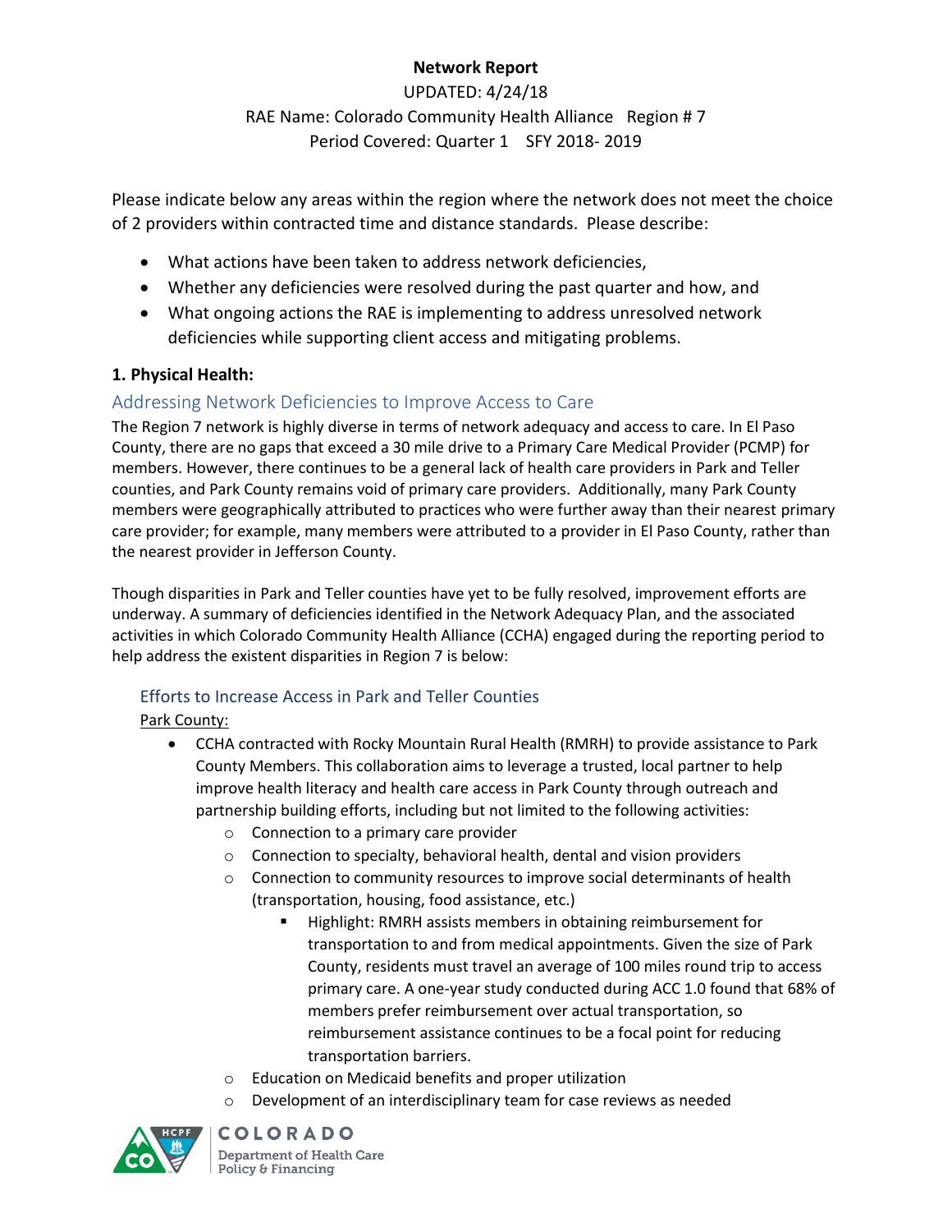**Network Report**

UPDATED: 4/24/18

RAE Name: Colorado Community Health Alliance Region # 7

Period Covered: Quarter 1 SFY 2018- 2019

Please indicate below any areas within the region where the network does not meet the choice of 2 providers within contracted time and distance standards. Please describe:

- What actions have been taken to address network deficiencies,
- Whether any deficiencies were resolved during the past quarter and how, and
- What ongoing actions the RAE is implementing to address unresolved network deficiencies while supporting client access and mitigating problems.

**1. Physical Health:**

## Addressing Network Deficiencies to Improve Access to Care

The Region 7 network is highly diverse in terms of network adequacy and access to care. In El Paso County, there are no gaps that exceed a 30 mile drive to a Primary Care Medical Provider (PCMP) for members. However, there continues to be a general lack of health care providers in Park and Teller counties, and Park County remains void of primary care providers. Additionally, many Park County members were geographically attributed to practices who were further away than their nearest primary care provider; for example, many members were attributed to a provider in El Paso County, rather than the nearest provider in Jefferson County.

Though disparities in Park and Teller counties have yet to be fully resolved, improvement efforts are underway. A summary of deficiencies identified in the Network Adequacy Plan, and the associated activities in which Colorado Community Health Alliance (CCHA) engaged during the reporting period to help address the existent disparities in Region 7 is below:

### Efforts to Increase Access in Park and Teller Counties

Park County:

- CCHA contracted with Rocky Mountain Rural Health (RMRH) to provide assistance to Park County Members. This collaboration aims to leverage a trusted, local partner to help improve health literacy and health care access in Park County through outreach and partnership building efforts, including but not limited to the following activities:
  - Connection to a primary care provider
  - Connection to specialty, behavioral health, dental and vision providers
  - Connection to community resources to improve social determinants of health (transportation, housing, food assistance, etc.)
    - Highlight: RMRH assists members in obtaining reimbursement for transportation to and from medical appointments. Given the size of Park County, residents must travel an average of 100 miles round trip to access primary care. A one-year study conducted during ACC 1.0 found that 68% of members prefer reimbursement over actual transportation, so reimbursement assistance continues to be a focal point for reducing transportation barriers.
  - Education on Medicaid benefits and proper utilization
  - Development of an interdisciplinary team for case reviews as needed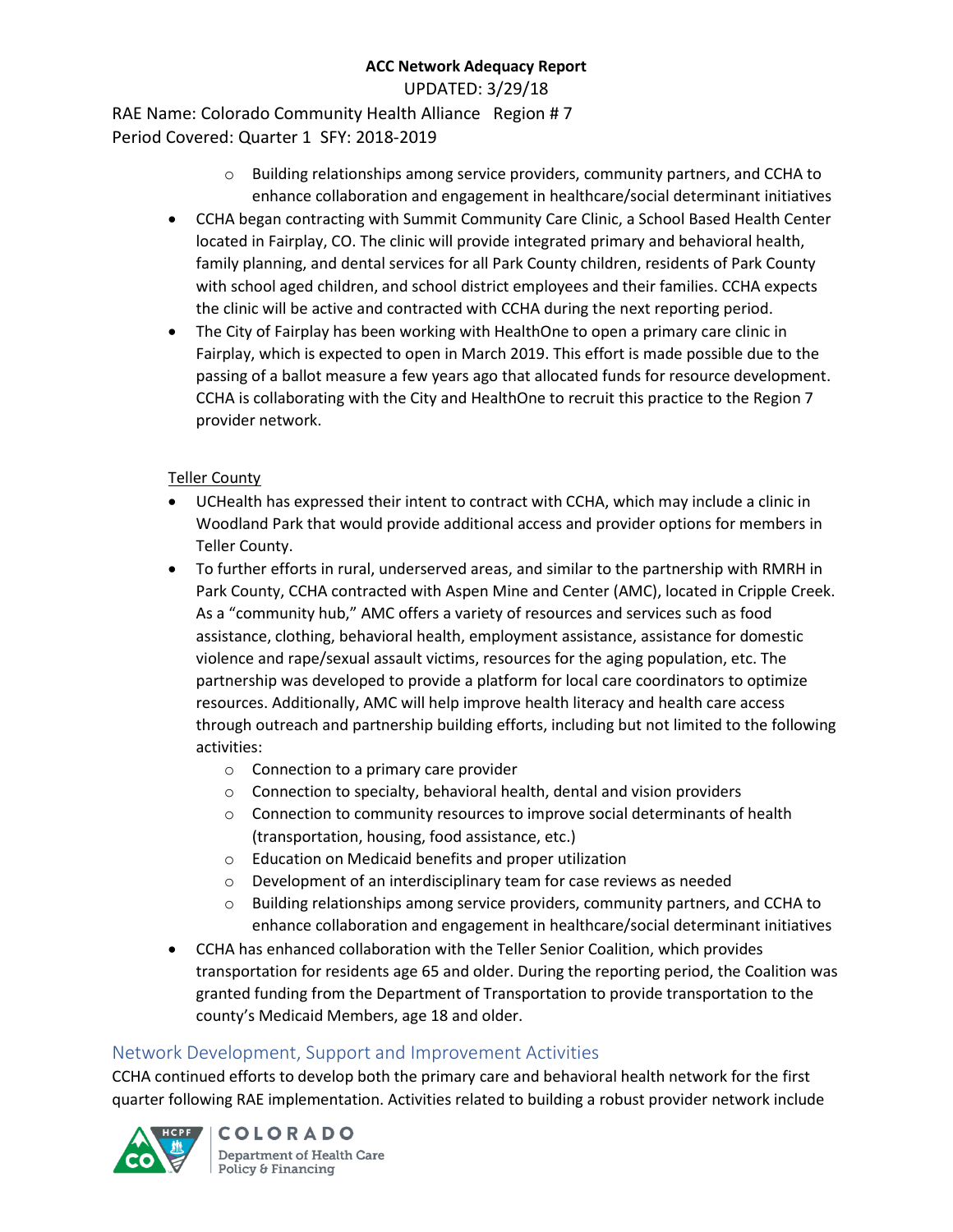- Building relationships among service providers, community partners, and CCHA to enhance collaboration and engagement in healthcare/social determinant initiatives

- CCHA began contracting with Summit Community Care Clinic, a School Based Health Center located in Fairplay, CO. The clinic will provide integrated primary and behavioral health, family planning, and dental services for all Park County children, residents of Park County with school aged children, and school district employees and their families. CCHA expects the clinic will be active and contracted with CCHA during the next reporting period.
- The City of Fairplay has been working with HealthOne to open a primary care clinic in Fairplay, which is expected to open in March 2019. This effort is made possible due to the passing of a ballot measure a few years ago that allocated funds for resource development. CCHA is collaborating with the City and HealthOne to recruit this practice to the Region 7 provider network.

Teller County

- UCHealth has expressed their intent to contract with CCHA, which may include a clinic in Woodland Park that would provide additional access and provider options for members in Teller County.
- To further efforts in rural, underserved areas, and similar to the partnership with RMRH in Park County, CCHA contracted with Aspen Mine and Center (AMC), located in Cripple Creek. As a "community hub," AMC offers a variety of resources and services such as food assistance, clothing, behavioral health, employment assistance, assistance for domestic violence and rape/sexual assault victims, resources for the aging population, etc. The partnership was developed to provide a platform for local care coordinators to optimize resources. Additionally, AMC will help improve health literacy and health care access through outreach and partnership building efforts, including but not limited to the following activities:
  - Connection to a primary care provider
  - Connection to specialty, behavioral health, dental and vision providers
  - Connection to community resources to improve social determinants of health (transportation, housing, food assistance, etc.)
  - Education on Medicaid benefits and proper utilization
  - Development of an interdisciplinary team for case reviews as needed
  - Building relationships among service providers, community partners, and CCHA to enhance collaboration and engagement in healthcare/social determinant initiatives
- CCHA has enhanced collaboration with the Teller Senior Coalition, which provides transportation for residents age 65 and older. During the reporting period, the Coalition was granted funding from the Department of Transportation to provide transportation to the county's Medicaid Members, age 18 and older.

## Network Development, Support and Improvement Activities

CCHA continued efforts to develop both the primary care and behavioral health network for the first quarter following RAE implementation. Activities related to building a robust provider network include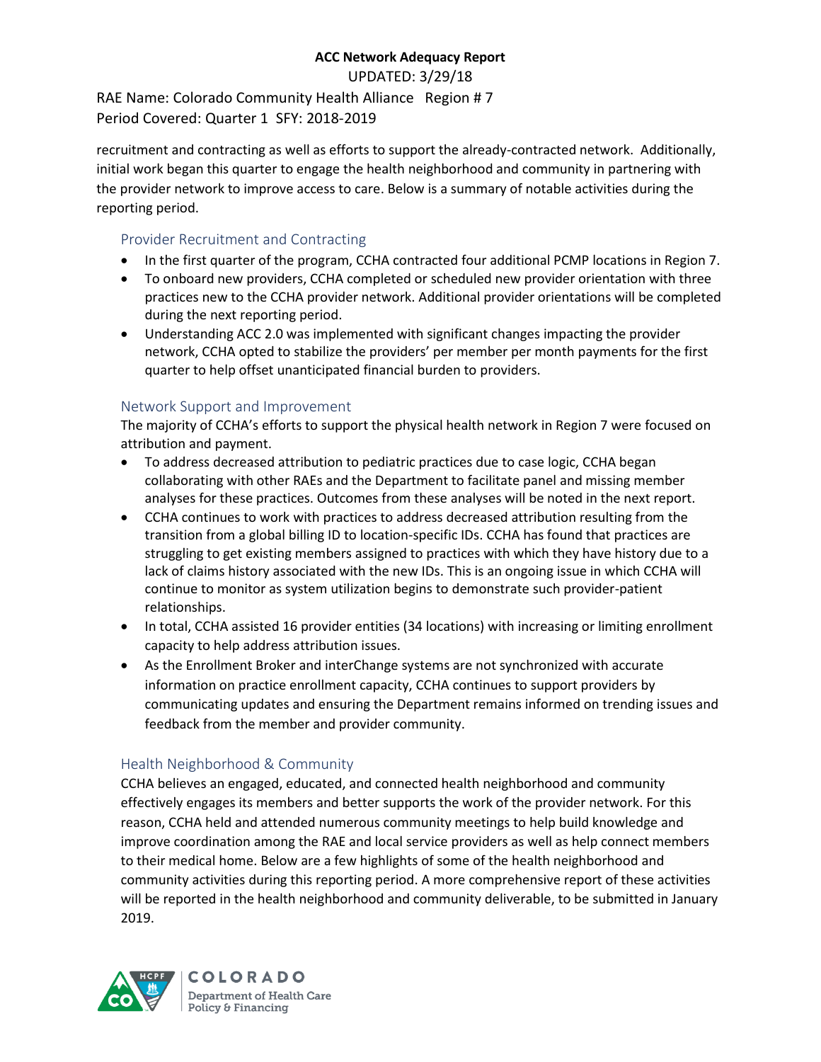recruitment and contracting as well as efforts to support the already-contracted network. Additionally, initial work began this quarter to engage the health neighborhood and community in partnering with the provider network to improve access to care. Below is a summary of notable activities during the reporting period.

### Provider Recruitment and Contracting

- In the first quarter of the program, CCHA contracted four additional PCMP locations in Region 7.
- To onboard new providers, CCHA completed or scheduled new provider orientation with three practices new to the CCHA provider network. Additional provider orientations will be completed during the next reporting period.
- Understanding ACC 2.0 was implemented with significant changes impacting the provider network, CCHA opted to stabilize the providers' per member per month payments for the first quarter to help offset unanticipated financial burden to providers.

### Network Support and Improvement

The majority of CCHA's efforts to support the physical health network in Region 7 were focused on attribution and payment.

- To address decreased attribution to pediatric practices due to case logic, CCHA began collaborating with other RAEs and the Department to facilitate panel and missing member analyses for these practices. Outcomes from these analyses will be noted in the next report.
- CCHA continues to work with practices to address decreased attribution resulting from the transition from a global billing ID to location-specific IDs. CCHA has found that practices are struggling to get existing members assigned to practices with which they have history due to a lack of claims history associated with the new IDs. This is an ongoing issue in which CCHA will continue to monitor as system utilization begins to demonstrate such provider-patient relationships.
- In total, CCHA assisted 16 provider entities (34 locations) with increasing or limiting enrollment capacity to help address attribution issues.
- As the Enrollment Broker and interChange systems are not synchronized with accurate information on practice enrollment capacity, CCHA continues to support providers by communicating updates and ensuring the Department remains informed on trending issues and feedback from the member and provider community.

### Health Neighborhood & Community

CCHA believes an engaged, educated, and connected health neighborhood and community effectively engages its members and better supports the work of the provider network. For this reason, CCHA held and attended numerous community meetings to help build knowledge and improve coordination among the RAE and local service providers as well as help connect members to their medical home. Below are a few highlights of some of the health neighborhood and community activities during this reporting period. A more comprehensive report of these activities will be reported in the health neighborhood and community deliverable, to be submitted in January 2019.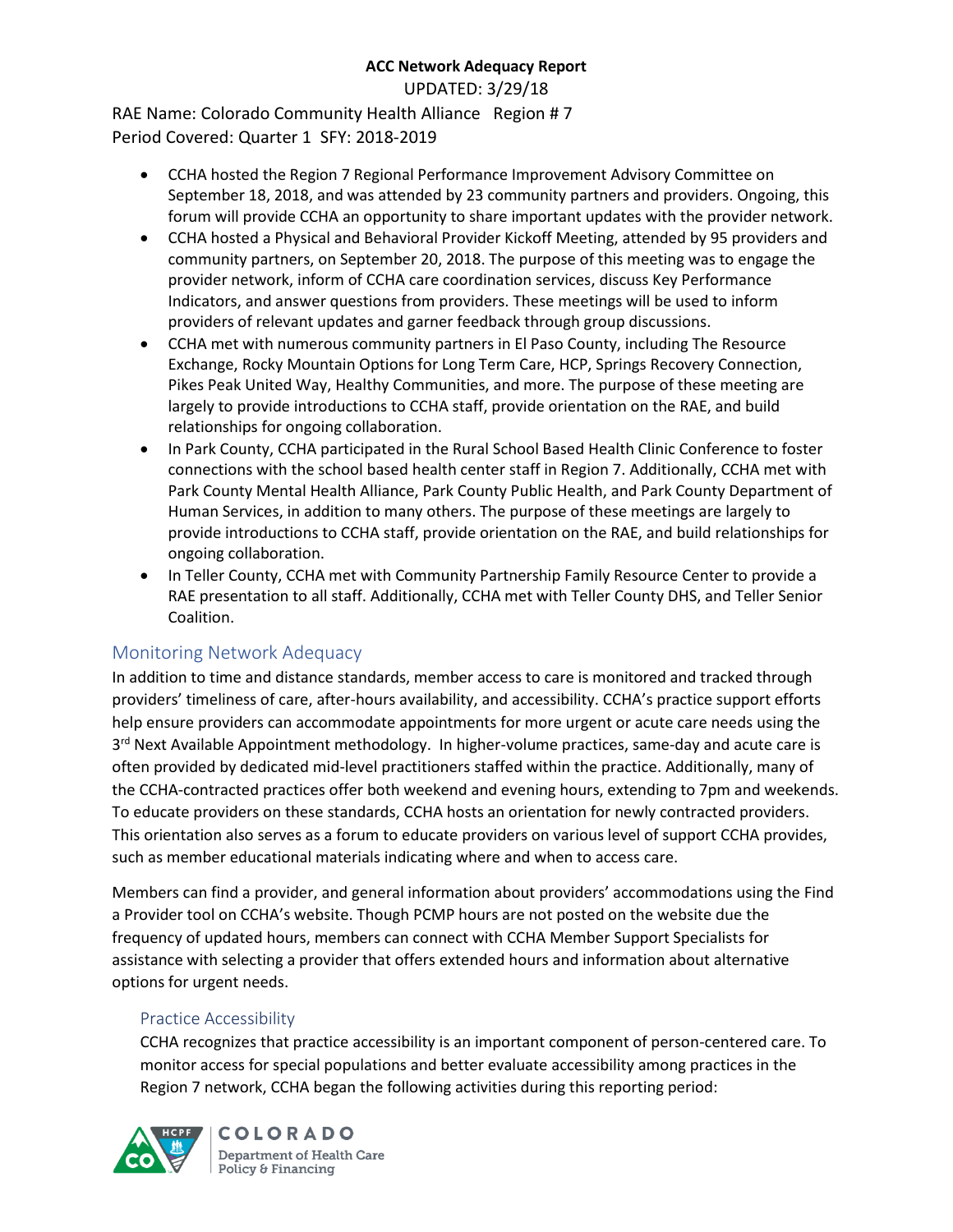- CCHA hosted the Region 7 Regional Performance Improvement Advisory Committee on September 18, 2018, and was attended by 23 community partners and providers. Ongoing, this forum will provide CCHA an opportunity to share important updates with the provider network.
- CCHA hosted a Physical and Behavioral Provider Kickoff Meeting, attended by 95 providers and community partners, on September 20, 2018. The purpose of this meeting was to engage the provider network, inform of CCHA care coordination services, discuss Key Performance Indicators, and answer questions from providers. These meetings will be used to inform providers of relevant updates and garner feedback through group discussions.
- CCHA met with numerous community partners in El Paso County, including The Resource Exchange, Rocky Mountain Options for Long Term Care, HCP, Springs Recovery Connection, Pikes Peak United Way, Healthy Communities, and more. The purpose of these meeting are largely to provide introductions to CCHA staff, provide orientation on the RAE, and build relationships for ongoing collaboration.
- In Park County, CCHA participated in the Rural School Based Health Clinic Conference to foster connections with the school based health center staff in Region 7. Additionally, CCHA met with Park County Mental Health Alliance, Park County Public Health, and Park County Department of Human Services, in addition to many others. The purpose of these meetings are largely to provide introductions to CCHA staff, provide orientation on the RAE, and build relationships for ongoing collaboration.
- In Teller County, CCHA met with Community Partnership Family Resource Center to provide a RAE presentation to all staff. Additionally, CCHA met with Teller County DHS, and Teller Senior Coalition.

## Monitoring Network Adequacy

In addition to time and distance standards, member access to care is monitored and tracked through providers' timeliness of care, after-hours availability, and accessibility. CCHA's practice support efforts help ensure providers can accommodate appointments for more urgent or acute care needs using the 3rd Next Available Appointment methodology. In higher-volume practices, same-day and acute care is often provided by dedicated mid-level practitioners staffed within the practice. Additionally, many of the CCHA-contracted practices offer both weekend and evening hours, extending to 7pm and weekends. To educate providers on these standards, CCHA hosts an orientation for newly contracted providers. This orientation also serves as a forum to educate providers on various level of support CCHA provides, such as member educational materials indicating where and when to access care.

Members can find a provider, and general information about providers' accommodations using the Find a Provider tool on CCHA's website. Though PCMP hours are not posted on the website due the frequency of updated hours, members can connect with CCHA Member Support Specialists for assistance with selecting a provider that offers extended hours and information about alternative options for urgent needs.

### Practice Accessibility

CCHA recognizes that practice accessibility is an important component of person-centered care. To monitor access for special populations and better evaluate accessibility among practices in the Region 7 network, CCHA began the following activities during this reporting period: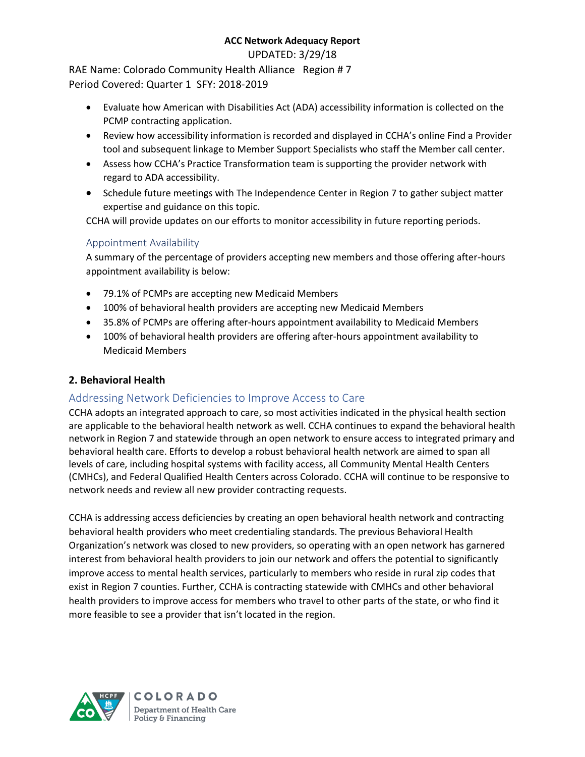- Evaluate how American with Disabilities Act (ADA) accessibility information is collected on the PCMP contracting application.
- Review how accessibility information is recorded and displayed in CCHA's online Find a Provider tool and subsequent linkage to Member Support Specialists who staff the Member call center.
- Assess how CCHA's Practice Transformation team is supporting the provider network with regard to ADA accessibility.
- Schedule future meetings with The Independence Center in Region 7 to gather subject matter expertise and guidance on this topic.

CCHA will provide updates on our efforts to monitor accessibility in future reporting periods.

### Appointment Availability

A summary of the percentage of providers accepting new members and those offering after-hours appointment availability is below:

- 79.1% of PCMPs are accepting new Medicaid Members
- 100% of behavioral health providers are accepting new Medicaid Members
- 35.8% of PCMPs are offering after-hours appointment availability to Medicaid Members
- 100% of behavioral health providers are offering after-hours appointment availability to Medicaid Members

## 2. Behavioral Health

### Addressing Network Deficiencies to Improve Access to Care

CCHA adopts an integrated approach to care, so most activities indicated in the physical health section are applicable to the behavioral health network as well. CCHA continues to expand the behavioral health network in Region 7 and statewide through an open network to ensure access to integrated primary and behavioral health care. Efforts to develop a robust behavioral health network are aimed to span all levels of care, including hospital systems with facility access, all Community Mental Health Centers (CMHCs), and Federal Qualified Health Centers across Colorado. CCHA will continue to be responsive to network needs and review all new provider contracting requests.

CCHA is addressing access deficiencies by creating an open behavioral health network and contracting behavioral health providers who meet credentialing standards. The previous Behavioral Health Organization's network was closed to new providers, so operating with an open network has garnered interest from behavioral health providers to join our network and offers the potential to significantly improve access to mental health services, particularly to members who reside in rural zip codes that exist in Region 7 counties. Further, CCHA is contracting statewide with CMHCs and other behavioral health providers to improve access for members who travel to other parts of the state, or who find it more feasible to see a provider that isn't located in the region.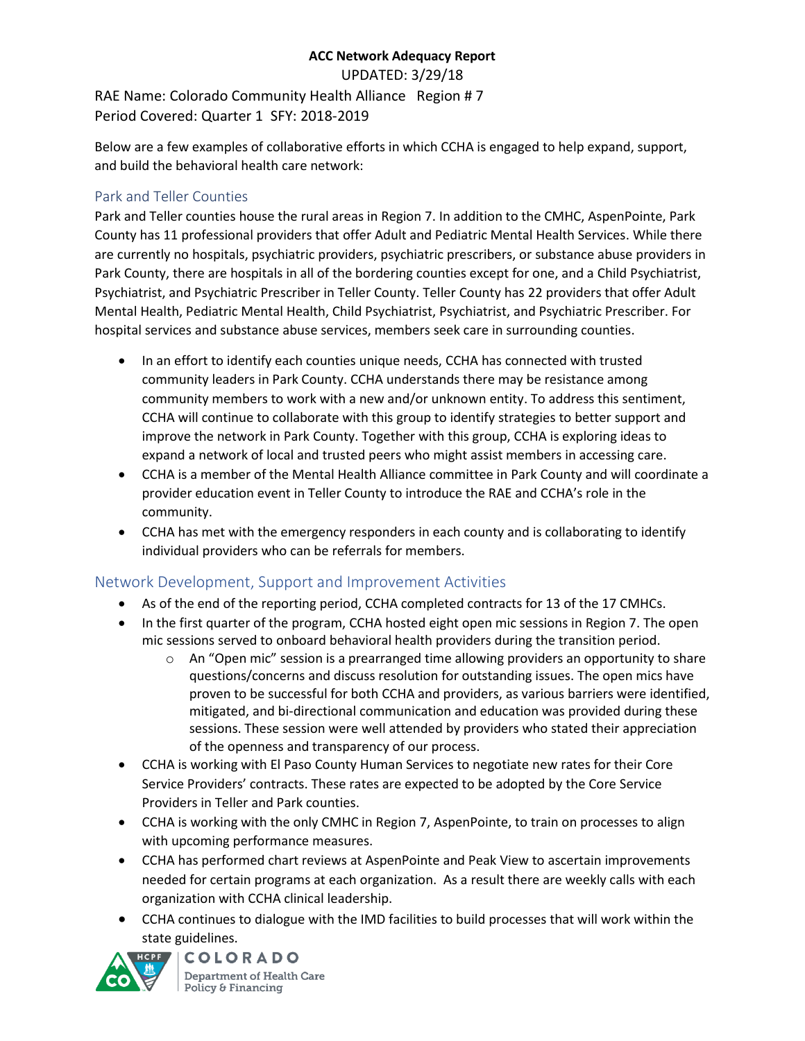**ACC Network Adequacy Report**

UPDATED: 3/29/18

RAE Name: Colorado Community Health Alliance Region # 7
Period Covered: Quarter 1 SFY: 2018-2019

Below are a few examples of collaborative efforts in which CCHA is engaged to help expand, support, and build the behavioral health care network:

## Park and Teller Counties

Park and Teller counties house the rural areas in Region 7. In addition to the CMHC, AspenPointe, Park County has 11 professional providers that offer Adult and Pediatric Mental Health Services. While there are currently no hospitals, psychiatric providers, psychiatric prescribers, or substance abuse providers in Park County, there are hospitals in all of the bordering counties except for one, and a Child Psychiatrist, Psychiatrist, and Psychiatric Prescriber in Teller County. Teller County has 22 providers that offer Adult Mental Health, Pediatric Mental Health, Child Psychiatrist, Psychiatrist, and Psychiatric Prescriber. For hospital services and substance abuse services, members seek care in surrounding counties.

- In an effort to identify each counties unique needs, CCHA has connected with trusted community leaders in Park County. CCHA understands there may be resistance among community members to work with a new and/or unknown entity. To address this sentiment, CCHA will continue to collaborate with this group to identify strategies to better support and improve the network in Park County. Together with this group, CCHA is exploring ideas to expand a network of local and trusted peers who might assist members in accessing care.
- CCHA is a member of the Mental Health Alliance committee in Park County and will coordinate a provider education event in Teller County to introduce the RAE and CCHA's role in the community.
- CCHA has met with the emergency responders in each county and is collaborating to identify individual providers who can be referrals for members.

## Network Development, Support and Improvement Activities

- As of the end of the reporting period, CCHA completed contracts for 13 of the 17 CMHCs.
- In the first quarter of the program, CCHA hosted eight open mic sessions in Region 7. The open mic sessions served to onboard behavioral health providers during the transition period.
  - An "Open mic" session is a prearranged time allowing providers an opportunity to share questions/concerns and discuss resolution for outstanding issues. The open mics have proven to be successful for both CCHA and providers, as various barriers were identified, mitigated, and bi-directional communication and education was provided during these sessions. These session were well attended by providers who stated their appreciation of the openness and transparency of our process.
- CCHA is working with El Paso County Human Services to negotiate new rates for their Core Service Providers' contracts. These rates are expected to be adopted by the Core Service Providers in Teller and Park counties.
- CCHA is working with the only CMHC in Region 7, AspenPointe, to train on processes to align with upcoming performance measures.
- CCHA has performed chart reviews at AspenPointe and Peak View to ascertain improvements needed for certain programs at each organization. As a result there are weekly calls with each organization with CCHA clinical leadership.
- CCHA continues to dialogue with the IMD facilities to build processes that will work within the state guidelines.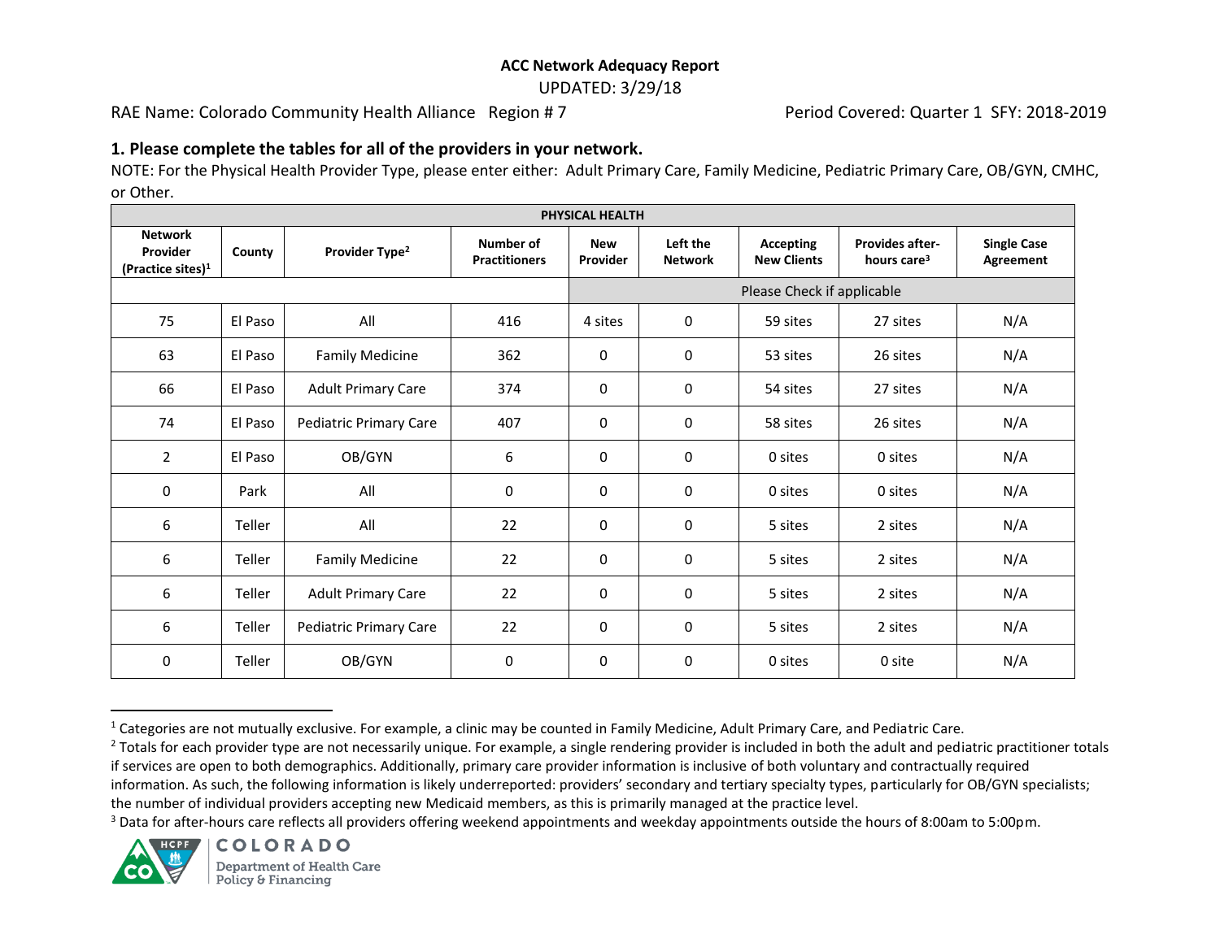**ACC Network Adequacy Report**

UPDATED: 3/29/18

RAE Name: Colorado Community Health Alliance Region # 7 Period Covered: Quarter 1 SFY: 2018-2019

### 1. Please complete the tables for all of the providers in your network.

NOTE: For the Physical Health Provider Type, please enter either: Adult Primary Care, Family Medicine, Pediatric Primary Care, OB/GYN, CMHC, or Other.

| PHYSICAL HEALTH | | | | | | | | |
|---|---|---|---|---|---|---|---|---|
| Network Provider (Practice sites)[1] | County | Provider Type[2] | Number of Practitioners | New Provider | Left the Network | Accepting New Clients | Provides after-hours care[3] | Single Case Agreement |
| | | | | Please Check if applicable | | | | |
| 75 | El Paso | All | 416 | 4 sites | 0 | 59 sites | 27 sites | N/A |
| 63 | El Paso | Family Medicine | 362 | 0 | 0 | 53 sites | 26 sites | N/A |
| 66 | El Paso | Adult Primary Care | 374 | 0 | 0 | 54 sites | 27 sites | N/A |
| 74 | El Paso | Pediatric Primary Care | 407 | 0 | 0 | 58 sites | 26 sites | N/A |
| 2 | El Paso | OB/GYN | 6 | 0 | 0 | 0 sites | 0 sites | N/A |
| 0 | Park | All | 0 | 0 | 0 | 0 sites | 0 sites | N/A |
| 6 | Teller | All | 22 | 0 | 0 | 5 sites | 2 sites | N/A |
| 6 | Teller | Family Medicine | 22 | 0 | 0 | 5 sites | 2 sites | N/A |
| 6 | Teller | Adult Primary Care | 22 | 0 | 0 | 5 sites | 2 sites | N/A |
| 6 | Teller | Pediatric Primary Care | 22 | 0 | 0 | 5 sites | 2 sites | N/A |
| 0 | Teller | OB/GYN | 0 | 0 | 0 | 0 sites | 0 site | N/A |

[1] Categories are not mutually exclusive. For example, a clinic may be counted in Family Medicine, Adult Primary Care, and Pediatric Care.

[2] Totals for each provider type are not necessarily unique. For example, a single rendering provider is included in both the adult and pediatric practitioner totals if services are open to both demographics. Additionally, primary care provider information is inclusive of both voluntary and contractually required information. As such, the following information is likely underreported: providers' secondary and tertiary specialty types, particularly for OB/GYN specialists; the number of individual providers accepting new Medicaid members, as this is primarily managed at the practice level.

[3] Data for after-hours care reflects all providers offering weekend appointments and weekday appointments outside the hours of 8:00am to 5:00pm.

COLORADO Department of Health Care Policy & Financing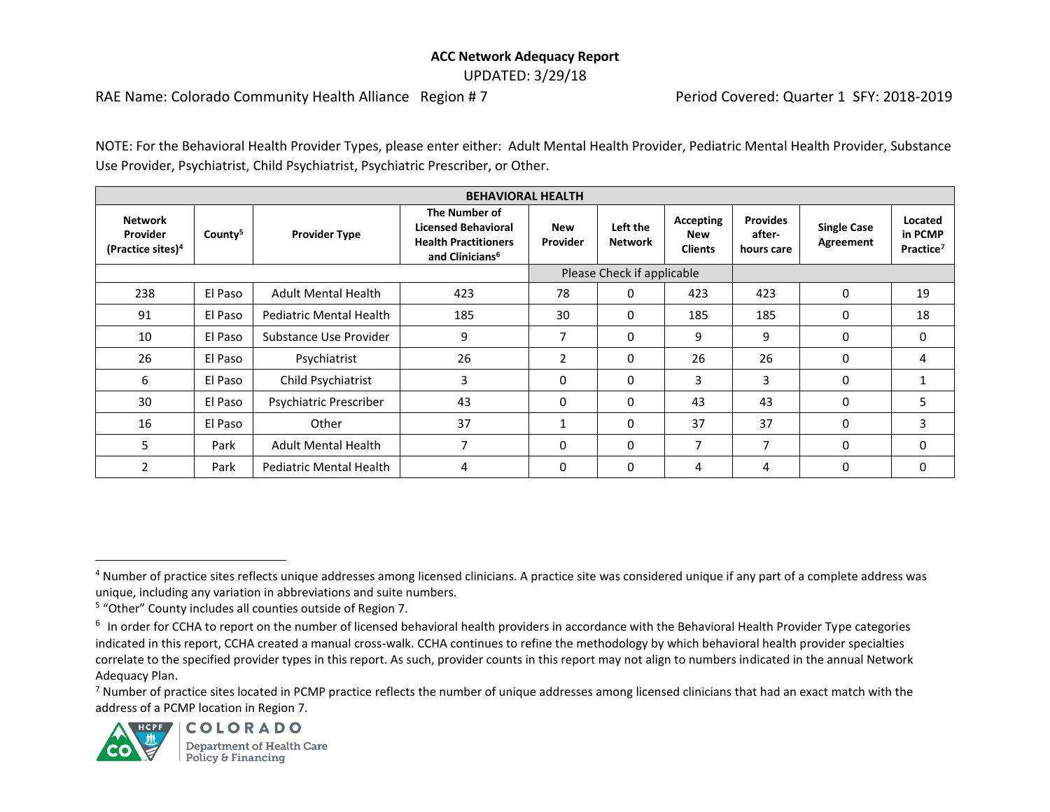**ACC Network Adequacy Report**

UPDATED: 3/29/18

RAE Name: Colorado Community Health Alliance   Region # 7   Period Covered: Quarter 1  SFY: 2018-2019

NOTE: For the Behavioral Health Provider Types, please enter either: Adult Mental Health Provider, Pediatric Mental Health Provider, Substance Use Provider, Psychiatrist, Child Psychiatrist, Psychiatric Prescriber, or Other.

| BEHAVIORAL HEALTH | | | | | | | | | |
|---|---|---|---|---|---|---|---|---|---|
| **Network Provider (Practice sites)[4]** | **County[5]** | **Provider Type** | **The Number of Licensed Behavioral Health Practitioners and Clinicians[6]** | **New Provider** | **Left the Network** | **Accepting New Clients** | **Provides after-hours care** | **Single Case Agreement** | **Located in PCMP Practice[7]** |
| | | | | Please Check if applicable | | | | | |
| 238 | El Paso | Adult Mental Health | 423 | 78 | 0 | 423 | 423 | 0 | 19 |
| 91 | El Paso | Pediatric Mental Health | 185 | 30 | 0 | 185 | 185 | 0 | 18 |
| 10 | El Paso | Substance Use Provider | 9 | 7 | 0 | 9 | 9 | 0 | 0 |
| 26 | El Paso | Psychiatrist | 26 | 2 | 0 | 26 | 26 | 0 | 4 |
| 6 | El Paso | Child Psychiatrist | 3 | 0 | 0 | 3 | 3 | 0 | 1 |
| 30 | El Paso | Psychiatric Prescriber | 43 | 0 | 0 | 43 | 43 | 0 | 5 |
| 16 | El Paso | Other | 37 | 1 | 0 | 37 | 37 | 0 | 3 |
| 5 | Park | Adult Mental Health | 7 | 0 | 0 | 7 | 7 | 0 | 0 |
| 2 | Park | Pediatric Mental Health | 4 | 0 | 0 | 4 | 4 | 0 | 0 |

[4] Number of practice sites reflects unique addresses among licensed clinicians. A practice site was considered unique if any part of a complete address was unique, including any variation in abbreviations and suite numbers.

[5] "Other" County includes all counties outside of Region 7.

[6] In order for CCHA to report on the number of licensed behavioral health providers in accordance with the Behavioral Health Provider Type categories indicated in this report, CCHA created a manual cross-walk. CCHA continues to refine the methodology by which behavioral health provider specialties correlate to the specified provider types in this report. As such, provider counts in this report may not align to numbers indicated in the annual Network Adequacy Plan.

[7] Number of practice sites located in PCMP practice reflects the number of unique addresses among licensed clinicians that had an exact match with the address of a PCMP location in Region 7.

COLORADO Department of Health Care Policy & Financing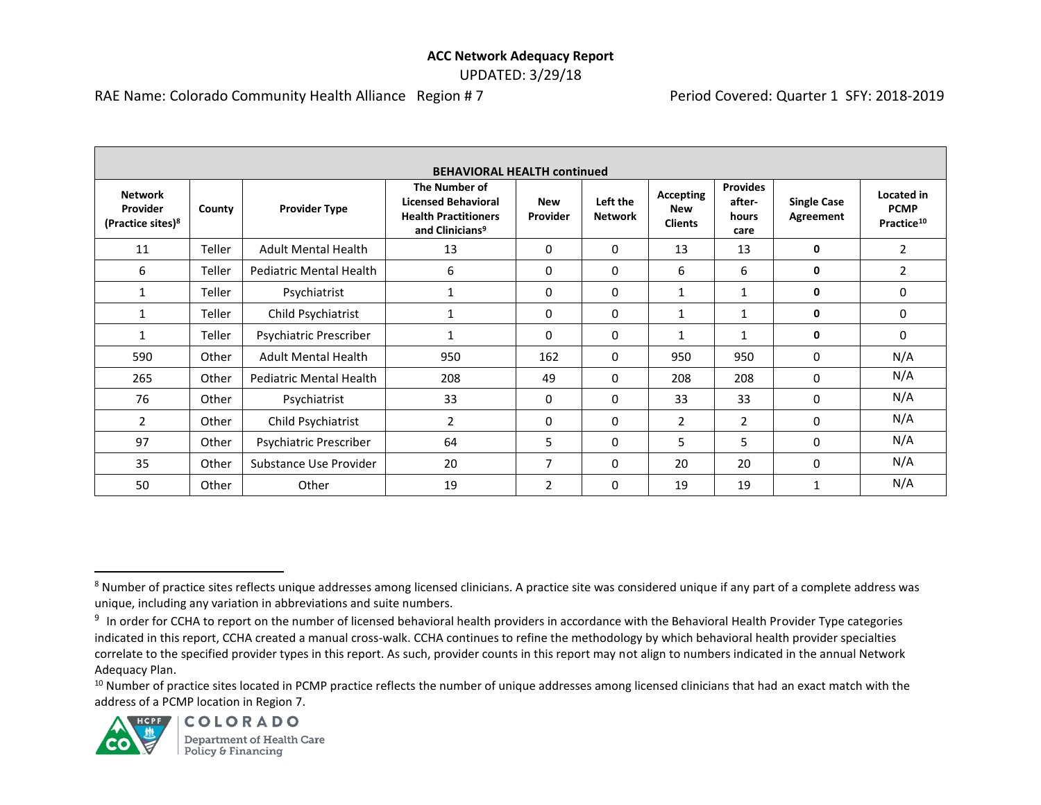**ACC Network Adequacy Report**

UPDATED: 3/29/18

RAE Name: Colorado Community Health Alliance Region # 7 Period Covered: Quarter 1 SFY: 2018-2019

| BEHAVIORAL HEALTH continued | | | | | | | | | |
|---|---|---|---|---|---|---|---|---|---|
| Network Provider (Practice sites)[8] | County | Provider Type | The Number of Licensed Behavioral Health Practitioners and Clinicians[9] | New Provider | Left the Network | Accepting New Clients | Provides after-hours care | Single Case Agreement | Located in PCMP Practice[10] |
| 11 | Teller | Adult Mental Health | 13 | 0 | 0 | 13 | 13 | **0** | 2 |
| 6 | Teller | Pediatric Mental Health | 6 | 0 | 0 | 6 | 6 | **0** | 2 |
| 1 | Teller | Psychiatrist | 1 | 0 | 0 | 1 | 1 | **0** | 0 |
| 1 | Teller | Child Psychiatrist | 1 | 0 | 0 | 1 | 1 | **0** | 0 |
| 1 | Teller | Psychiatric Prescriber | 1 | 0 | 0 | 1 | 1 | **0** | 0 |
| 590 | Other | Adult Mental Health | 950 | 162 | 0 | 950 | 950 | 0 | N/A |
| 265 | Other | Pediatric Mental Health | 208 | 49 | 0 | 208 | 208 | 0 | N/A |
| 76 | Other | Psychiatrist | 33 | 0 | 0 | 33 | 33 | 0 | N/A |
| 2 | Other | Child Psychiatrist | 2 | 0 | 0 | 2 | 2 | 0 | N/A |
| 97 | Other | Psychiatric Prescriber | 64 | 5 | 0 | 5 | 5 | 0 | N/A |
| 35 | Other | Substance Use Provider | 20 | 7 | 0 | 20 | 20 | 0 | N/A |
| 50 | Other | Other | 19 | 2 | 0 | 19 | 19 | 1 | N/A |

[8] Number of practice sites reflects unique addresses among licensed clinicians. A practice site was considered unique if any part of a complete address was unique, including any variation in abbreviations and suite numbers.

[9] In order for CCHA to report on the number of licensed behavioral health providers in accordance with the Behavioral Health Provider Type categories indicated in this report, CCHA created a manual cross-walk. CCHA continues to refine the methodology by which behavioral health provider specialties correlate to the specified provider types in this report. As such, provider counts in this report may not align to numbers indicated in the annual Network Adequacy Plan.

[10] Number of practice sites located in PCMP practice reflects the number of unique addresses among licensed clinicians that had an exact match with the address of a PCMP location in Region 7.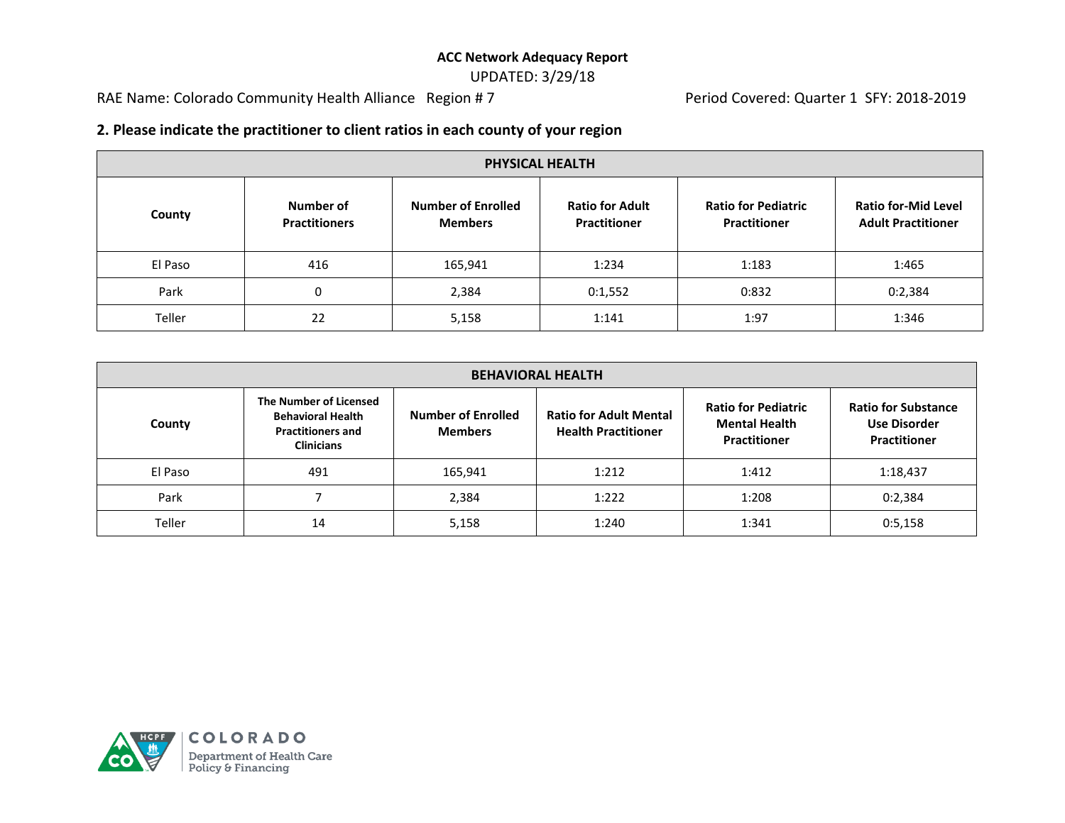**ACC Network Adequacy Report**

UPDATED: 3/29/18

RAE Name: Colorado Community Health Alliance Region # 7

Period Covered: Quarter 1 SFY: 2018-2019

**2. Please indicate the practitioner to client ratios in each county of your region**

| PHYSICAL HEALTH | | | | | |
|---|---|---|---|---|---|
| **County** | **Number of Practitioners** | **Number of Enrolled Members** | **Ratio for Adult Practitioner** | **Ratio for Pediatric Practitioner** | **Ratio for-Mid Level Adult Practitioner** |
| El Paso | 416 | 165,941 | 1:234 | 1:183 | 1:465 |
| Park | 0 | 2,384 | 0:1,552 | 0:832 | 0:2,384 |
| Teller | 22 | 5,158 | 1:141 | 1:97 | 1:346 |

| BEHAVIORAL HEALTH | | | | | |
|---|---|---|---|---|---|
| **County** | **The Number of Licensed Behavioral Health Practitioners and Clinicians** | **Number of Enrolled Members** | **Ratio for Adult Mental Health Practitioner** | **Ratio for Pediatric Mental Health Practitioner** | **Ratio for Substance Use Disorder Practitioner** |
| El Paso | 491 | 165,941 | 1:212 | 1:412 | 1:18,437 |
| Park | 7 | 2,384 | 1:222 | 1:208 | 0:2,384 |
| Teller | 14 | 5,158 | 1:240 | 1:341 | 0:5,158 |

COLORADO Department of Health Care Policy & Financing